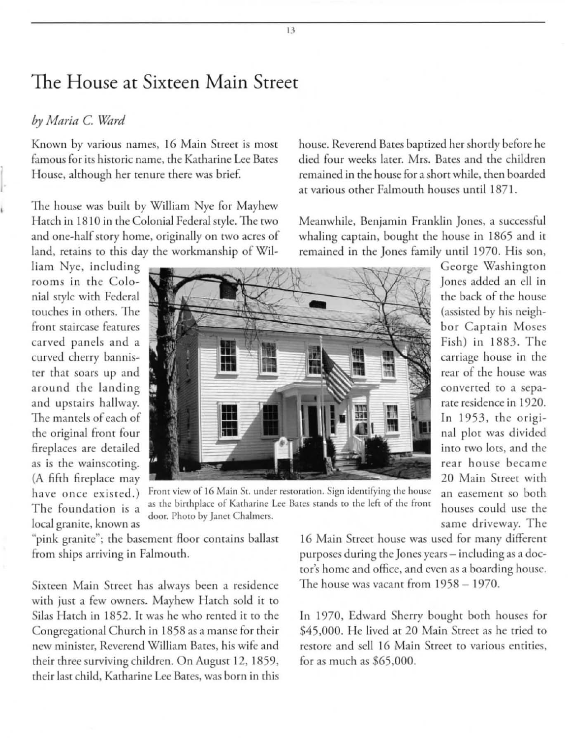# The House at Sixteen Main Street

*by Maria C. Ward*

Known by various names, 16 Main Street is most famous for its historic name, the Katharine Lee Bates House, although her tenure there was brief.

The house was built by William Nye for Mayhew Hatch in 1810 in the Colonial Federal style. The two and one-half story home, originally on two acres of land, retains to this day the workmanship of William Nye, including rooms in the Colonial style with Federal touches in others. The front staircase features carved panels and a curved cherry bannister that soars up and around the landing and upstairs hallway. The mantels of each of the original front four fireplaces are detailed as is the wainscoting. (A fifth fireplace may have once existed.) The foundation is a local granite, known as "pink granite"; the basement floor contains ballast from ships arriving in Falmouth.

Front view of 16 Main St. under restoration. Sign identifying the house as the birthplace of Katharine Lee Bates stands to the left of the front door. Photo by Janet Chalmers.

Sixteen Main Street has always been a residence with just a few owners. Mayhew Hatch sold it to Silas Hatch in 1852. It was he who rented it to the Congregational Church in 1858 as a manse for their new minister, Reverend William Bates, his wife and their three surviving children. On August 12, 1859, their last child, Katharine Lee Bates, was born in this house. Reverend Bates baptized her shortly before he died four weeks later. Mrs. Bates and the children remained in the house for a short while, then boarded at various other Falmouth houses until 1871.

Meanwhile, Benjamin Franklin Jones, a successful whaling captain, bought the house in 1865 and it remained in the Jones family until 1970. His son, George Washington Jones added an ell in the back of the house (assisted by his neighbor Captain Moses Fish) in 1883. The carriage house in the rear of the house was converted to a separate residence in 1920. In 1953, the original plot was divided into two lots, and the rear house became 20 Main Street with an easement so both houses could use the same driveway. The 16 Main Street house was used for many different purposes during the Jones years – including as a doctor's home and office, and even as a boarding house. The house was vacant from 1958 – 1970.

In 1970, Edward Sherry bought both houses for $45,000. He lived at 20 Main Street as he tried to restore and sell 16 Main Street to various entities, for as much as $65,000.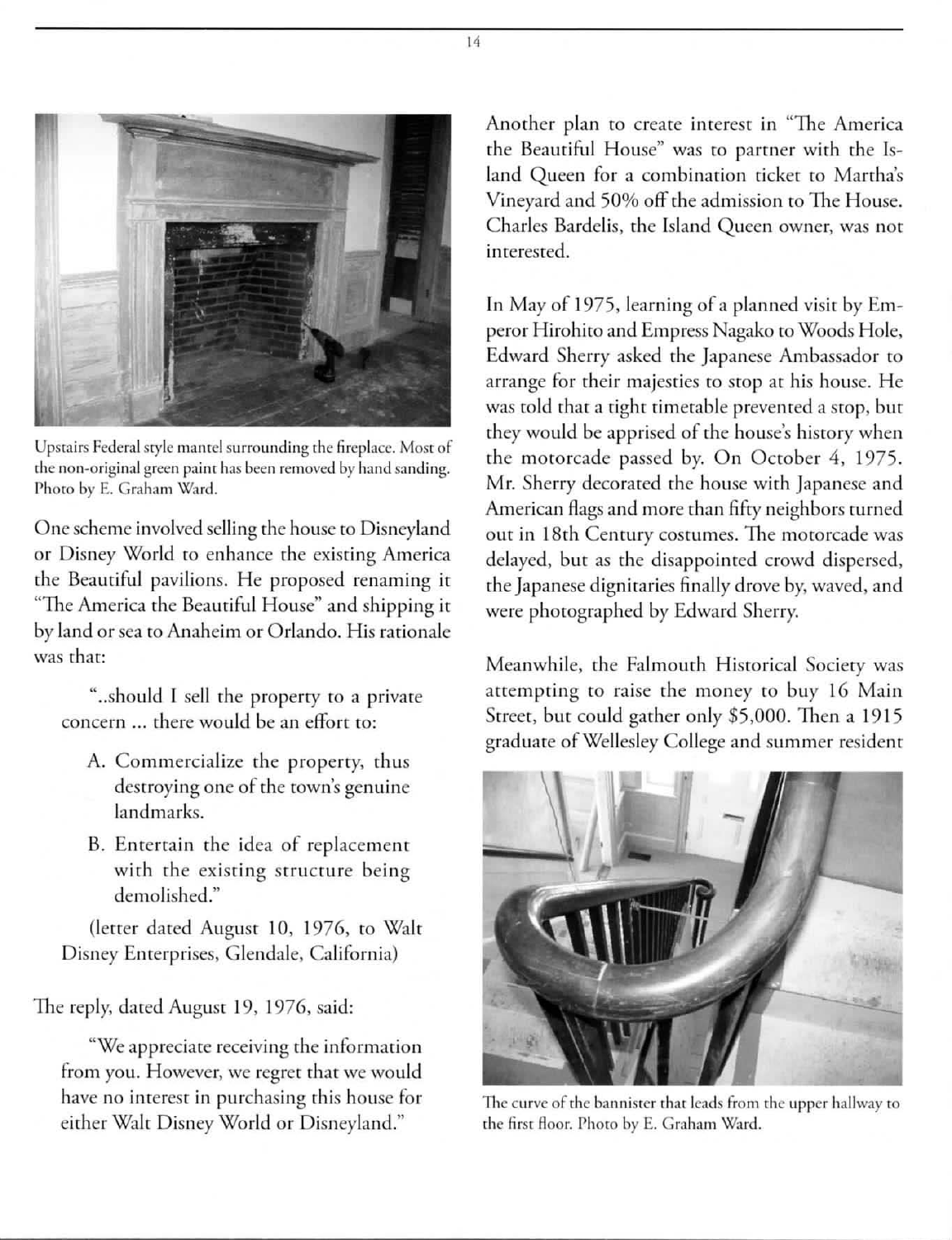Upstairs Federal style mantel surrounding the fireplace. Most of the non-original green paint has been removed by hand sanding. Photo by E. Graham Ward.

One scheme involved selling the house to Disneyland or Disney World to enhance the existing America the Beautiful pavilions. He proposed renaming it "The America the Beautiful House" and shipping it by land or sea to Anaheim or Orlando. His rationale was that:

> "..should I sell the property to a private concern ... there would be an effort to:
>
> A. Commercialize the property, thus destroying one of the town's genuine landmarks.
>
> B. Entertain the idea of replacement with the existing structure being demolished."
>
> (letter dated August 10, 1976, to Walt Disney Enterprises, Glendale, California)

The reply, dated August 19, 1976, said:

> "We appreciate receiving the information from you. However, we regret that we would have no interest in purchasing this house for either Walt Disney World or Disneyland."

Another plan to create interest in "The America the Beautiful House" was to partner with the Island Queen for a combination ticket to Martha's Vineyard and 50% off the admission to The House. Charles Bardelis, the Island Queen owner, was not interested.

In May of 1975, learning of a planned visit by Emperor Hirohito and Empress Nagako to Woods Hole, Edward Sherry asked the Japanese Ambassador to arrange for their majesties to stop at his house. He was told that a tight timetable prevented a stop, but they would be apprised of the house's history when the motorcade passed by. On October 4, 1975. Mr. Sherry decorated the house with Japanese and American flags and more than fifty neighbors turned out in 18th Century costumes. The motorcade was delayed, but as the disappointed crowd dispersed, the Japanese dignitaries finally drove by, waved, and were photographed by Edward Sherry.

Meanwhile, the Falmouth Historical Society was attempting to raise the money to buy 16 Main Street, but could gather only $5,000. Then a 1915 graduate of Wellesley College and summer resident

The curve of the bannister that leads from the upper hallway to the first floor. Photo by E. Graham Ward.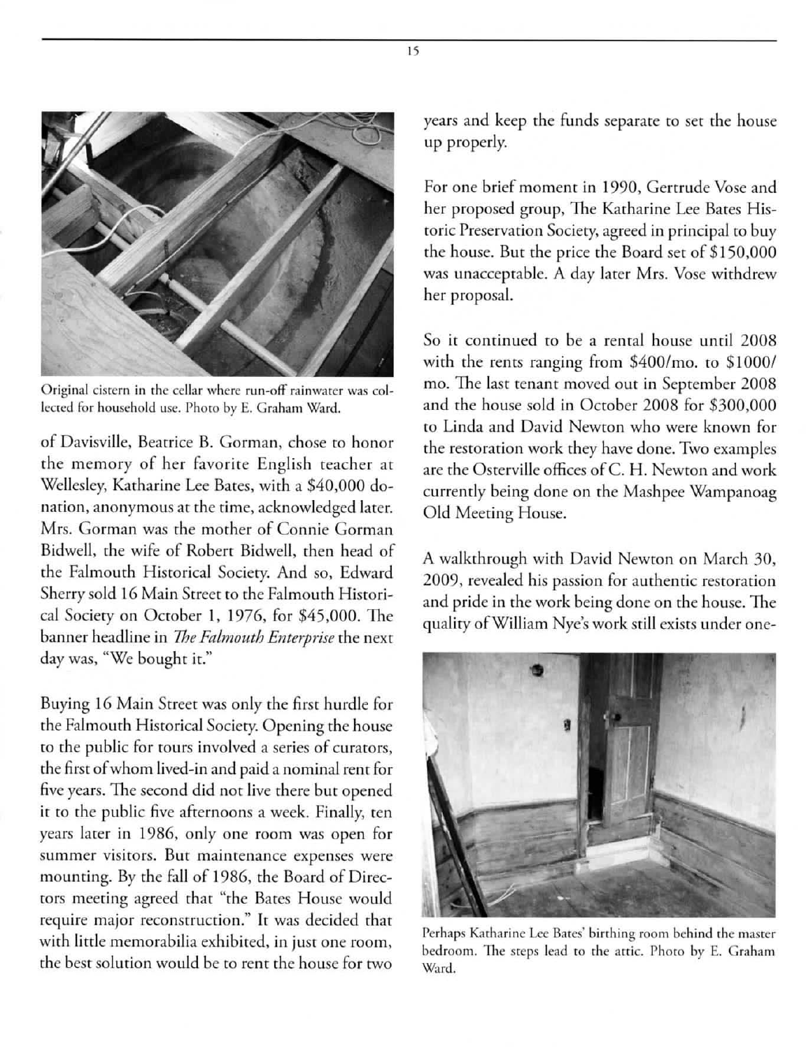Original cistern in the cellar where run-off rainwater was collected for household use. Photo by E. Graham Ward.

of Davisville, Beatrice B. Gorman, chose to honor the memory of her favorite English teacher at Wellesley, Katharine Lee Bates, with a $40,000 donation, anonymous at the time, acknowledged later. Mrs. Gorman was the mother of Connie Gorman Bidwell, the wife of Robert Bidwell, then head of the Falmouth Historical Society. And so, Edward Sherry sold 16 Main Street to the Falmouth Historical Society on October 1, 1976, for $45,000. The banner headline in *The Falmouth Enterprise* the next day was, "We bought it."

Buying 16 Main Street was only the first hurdle for the Falmouth Historical Society. Opening the house to the public for tours involved a series of curators, the first of whom lived-in and paid a nominal rent for five years. The second did not live there but opened it to the public five afternoons a week. Finally, ten years later in 1986, only one room was open for summer visitors. But maintenance expenses were mounting. By the fall of 1986, the Board of Directors meeting agreed that "the Bates House would require major reconstruction." It was decided that with little memorabilia exhibited, in just one room, the best solution would be to rent the house for two years and keep the funds separate to set the house up properly.

For one brief moment in 1990, Gertrude Vose and her proposed group, The Katharine Lee Bates Historic Preservation Society, agreed in principal to buy the house. But the price the Board set of $150,000 was unacceptable. A day later Mrs. Vose withdrew her proposal.

So it continued to be a rental house until 2008 with the rents ranging from $400/mo. to $1000/mo. The last tenant moved out in September 2008 and the house sold in October 2008 for $300,000 to Linda and David Newton who were known for the restoration work they have done. Two examples are the Osterville offices of C. H. Newton and work currently being done on the Mashpee Wampanoag Old Meeting House.

A walkthrough with David Newton on March 30, 2009, revealed his passion for authentic restoration and pride in the work being done on the house. The quality of William Nye's work still exists under one-

Perhaps Katharine Lee Bates' birthing room behind the master bedroom. The steps lead to the attic. Photo by E. Graham Ward.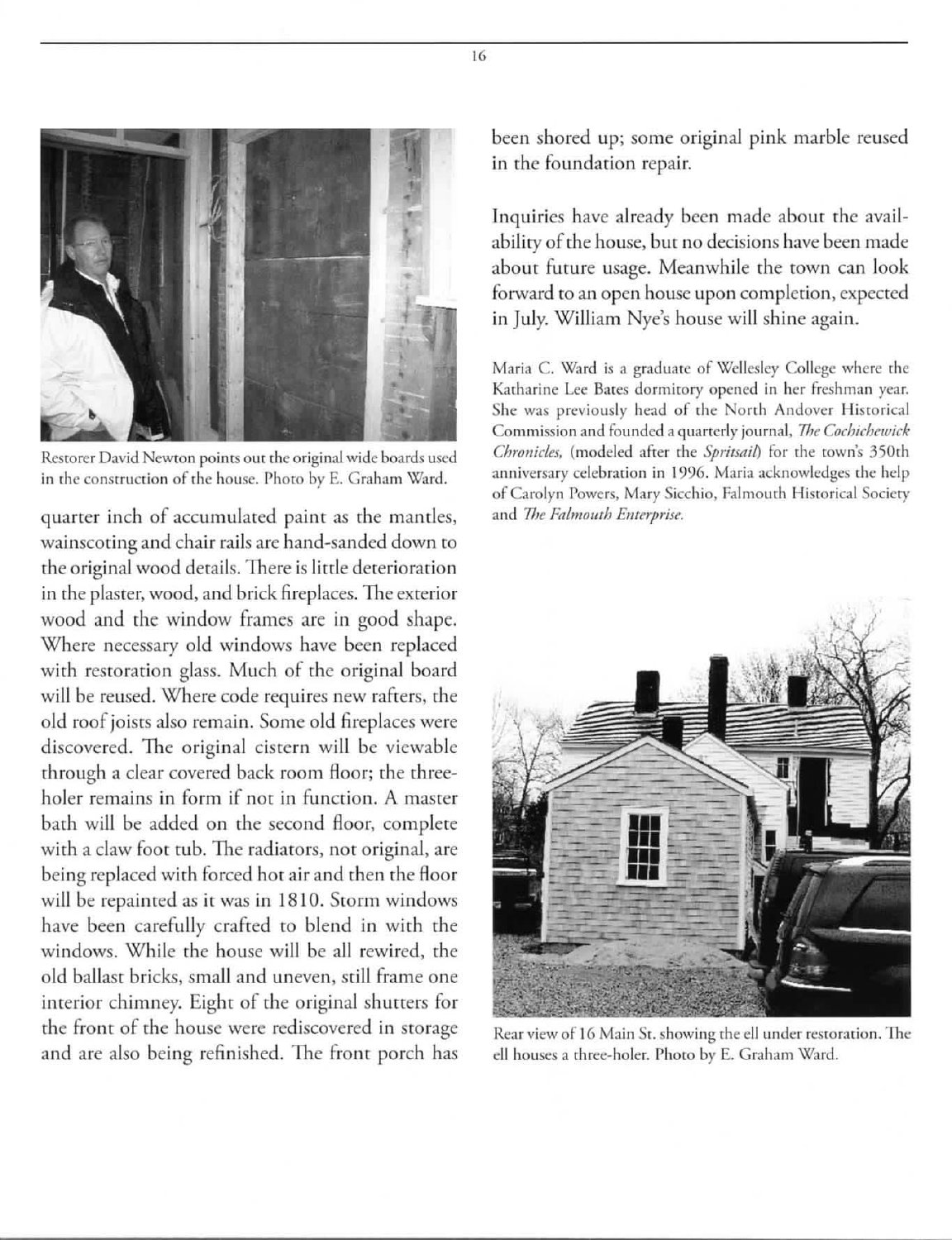Restorer David Newton points out the original wide boards used in the construction of the house. Photo by E. Graham Ward.

quarter inch of accumulated paint as the mantles, wainscoting and chair rails are hand-sanded down to the original wood details. There is little deterioration in the plaster, wood, and brick fireplaces. The exterior wood and the window frames are in good shape. Where necessary old windows have been replaced with restoration glass. Much of the original board will be reused. Where code requires new rafters, the old roof joists also remain. Some old fireplaces were discovered. The original cistern will be viewable through a clear covered back room floor; the three-holer remains in form if not in function. A master bath will be added on the second floor, complete with a claw foot tub. The radiators, not original, are being replaced with forced hot air and then the floor will be repainted as it was in 1810. Storm windows have been carefully crafted to blend in with the windows. While the house will be all rewired, the old ballast bricks, small and uneven, still frame one interior chimney. Eight of the original shutters for the front of the house were rediscovered in storage and are also being refinished. The front porch has been shored up; some original pink marble reused in the foundation repair.

Inquiries have already been made about the availability of the house, but no decisions have been made about future usage. Meanwhile the town can look forward to an open house upon completion, expected in July. William Nye's house will shine again.

Maria C. Ward is a graduate of Wellesley College where the Katharine Lee Bates dormitory opened in her freshman year. She was previously head of the North Andover Historical Commission and founded a quarterly journal, *The Cochichewick Chronicles,* (modeled after the *Spritsail*) for the town's 350th anniversary celebration in 1996. Maria acknowledges the help of Carolyn Powers, Mary Sicchio, Falmouth Historical Society and *The Falmouth Enterprise.*

Rear view of 16 Main St. showing the ell under restoration. The ell houses a three-holer. Photo by E. Graham Ward.